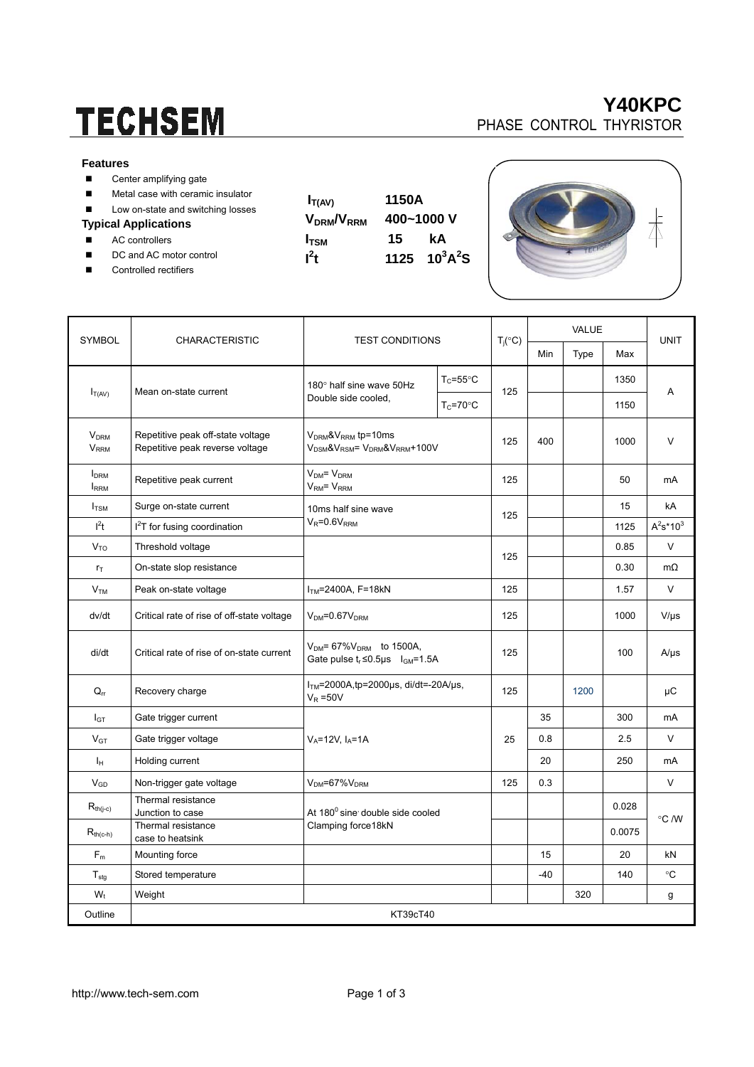# TECHSEM

## Y40KPC

PHASE CONTROL THYRISTOR

### Features

- Center amplifying gate
- Metal case with ceramic insulator
- Low on-state and switching losses

### Typical Applications

- AC controllers
- DC and AC motor control
- Controlled rectifiers

| | |
|---|---|
| $I_{T(AV)}$ | 1150A |
| $V_{DRM}/V_{RRM}$ | 400~1000 V |
| $I_{TSM}$ | 15 kA |
| $I^2t$ | 1125 $10^3A^2S$ |

| SYMBOL | CHARACTERISTIC | TEST CONDITIONS | | $T_j$(°C) | VALUE | | | UNIT |
|---|---|---|---|---|---|---|---|---|
| | | | | | Min | Type | Max | |
| $I_{T(AV)}$ | Mean on-state current | 180° half sine wave 50Hz Double side cooled, | $T_C$=55°C | 125 | | | 1350 | A |
| | | | $T_C$=70°C | | | | 1150 | |
| $V_{DRM}$ $V_{RRM}$ | Repetitive peak off-state voltage Repetitive peak reverse voltage | $V_{DRM}$&$V_{RRM}$ tp=10ms $V_{DSM}$&$V_{RSM}$= $V_{DRM}$&$V_{RRM}$+100V | | 125 | 400 | | 1000 | V |
| $I_{DRM}$ $I_{RRM}$ | Repetitive peak current | $V_{DM}$= $V_{DRM}$ $V_{RM}$= $V_{RRM}$ | | 125 | | | 50 | mA |
| $I_{TSM}$ | Surge on-state current | 10ms half sine wave $V_R$=0.6$V_{RRM}$ | | 125 | | | 15 | kA |
| $I^2t$ | $I^2T$ for fusing coordination | | | | | | 1125 | $A^2s*10^3$ |
| $V_{TO}$ | Threshold voltage | | | 125 | | | 0.85 | V |
| $r_T$ | On-state slop resistance | | | | | | 0.30 | mΩ |
| $V_{TM}$ | Peak on-state voltage | $I_{TM}$=2400A, F=18kN | | 125 | | | 1.57 | V |
| dv/dt | Critical rate of rise of off-state voltage | $V_{DM}$=0.67$V_{DRM}$ | | 125 | | | 1000 | V/μs |
| di/dt | Critical rate of rise of on-state current | $V_{DM}$= 67%$V_{DRM}$ to 1500A, Gate pulse $t_r$≤0.5μs $I_{GM}$=1.5A | | 125 | | | 100 | A/μs |
| $Q_{rr}$ | Recovery charge | $I_{TM}$=2000A,tp=2000μs, di/dt=-20A/μs, $V_R$ =50V | | 125 | | 1200 | | μC |
| $I_{GT}$ | Gate trigger current | $V_A$=12V, $I_A$=1A | | 25 | 35 | | 300 | mA |
| $V_{GT}$ | Gate trigger voltage | | | | 0.8 | | 2.5 | V |
| $I_H$ | Holding current | | | | 20 | | 250 | mA |
| $V_{GD}$ | Non-trigger gate voltage | $V_{DM}$=67%$V_{DRM}$ | | 125 | 0.3 | | | V |
| $R_{th(j-c)}$ | Thermal resistance Junction to case | At 180° sine, double side cooled Clamping force18kN | | | | | 0.028 | °C /W |
| $R_{th(c-h)}$ | Thermal resistance case to heatsink | | | | | | 0.0075 | |
| $F_m$ | Mounting force | | | | 15 | | 20 | kN |
| $T_{stg}$ | Stored temperature | | | | -40 | | 140 | °C |
| $W_t$ | Weight | | | | | 320 | | g |
| Outline | KT39cT40 | | | | | | | |

http://www.tech-sem.com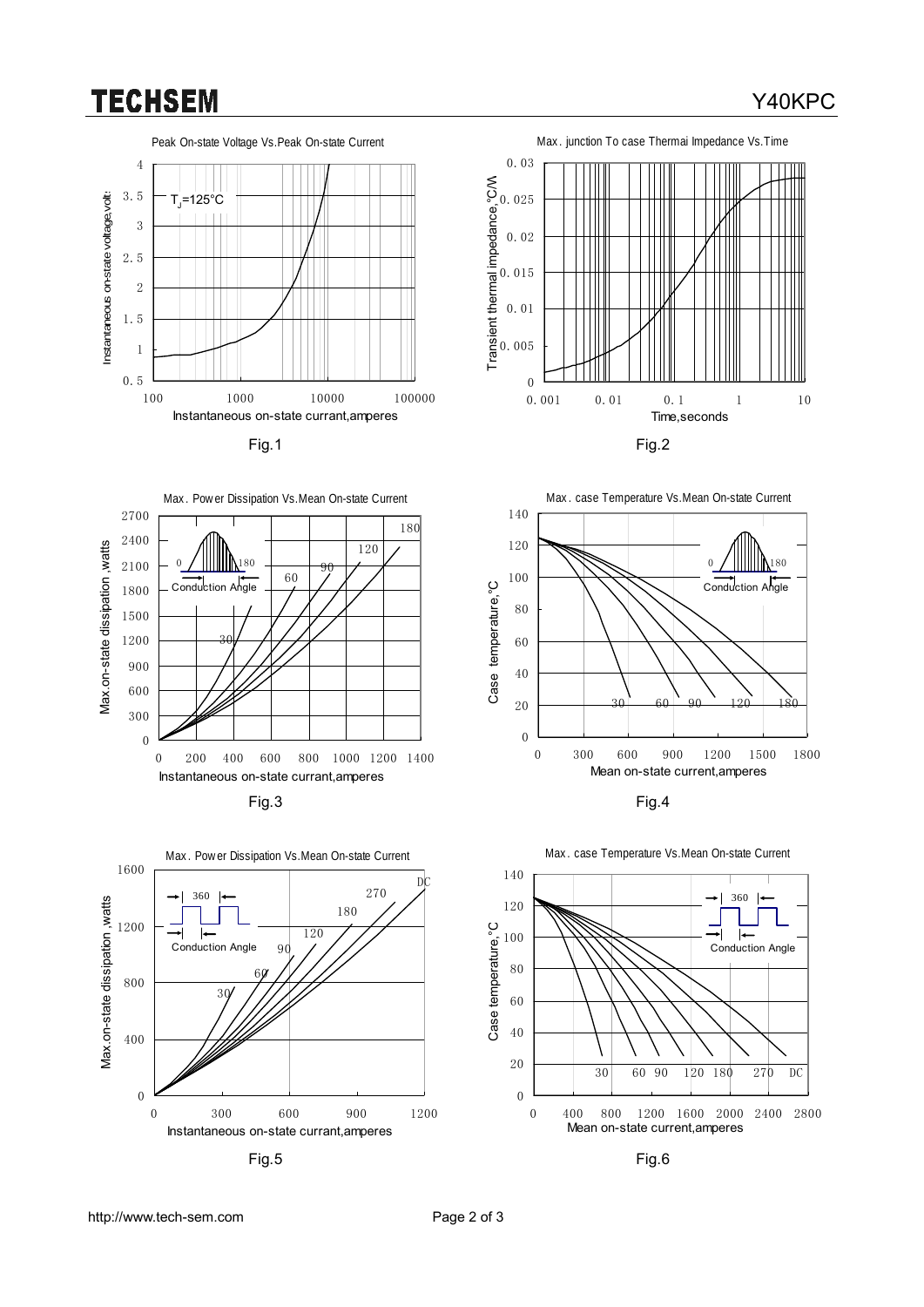Peak On-state Voltage Vs.Peak On-state Current

Fig.1

Max. junction To case Thermai Impedance Vs.Time

Fig.2

Max. Power Dissipation Vs.Mean On-state Current

Fig.3

Max. case Temperature Vs.Mean On-state Current

Fig.4

Max. Power Dissipation Vs.Mean On-state Current

Fig.5

Max. case Temperature Vs.Mean On-state Current

Fig.6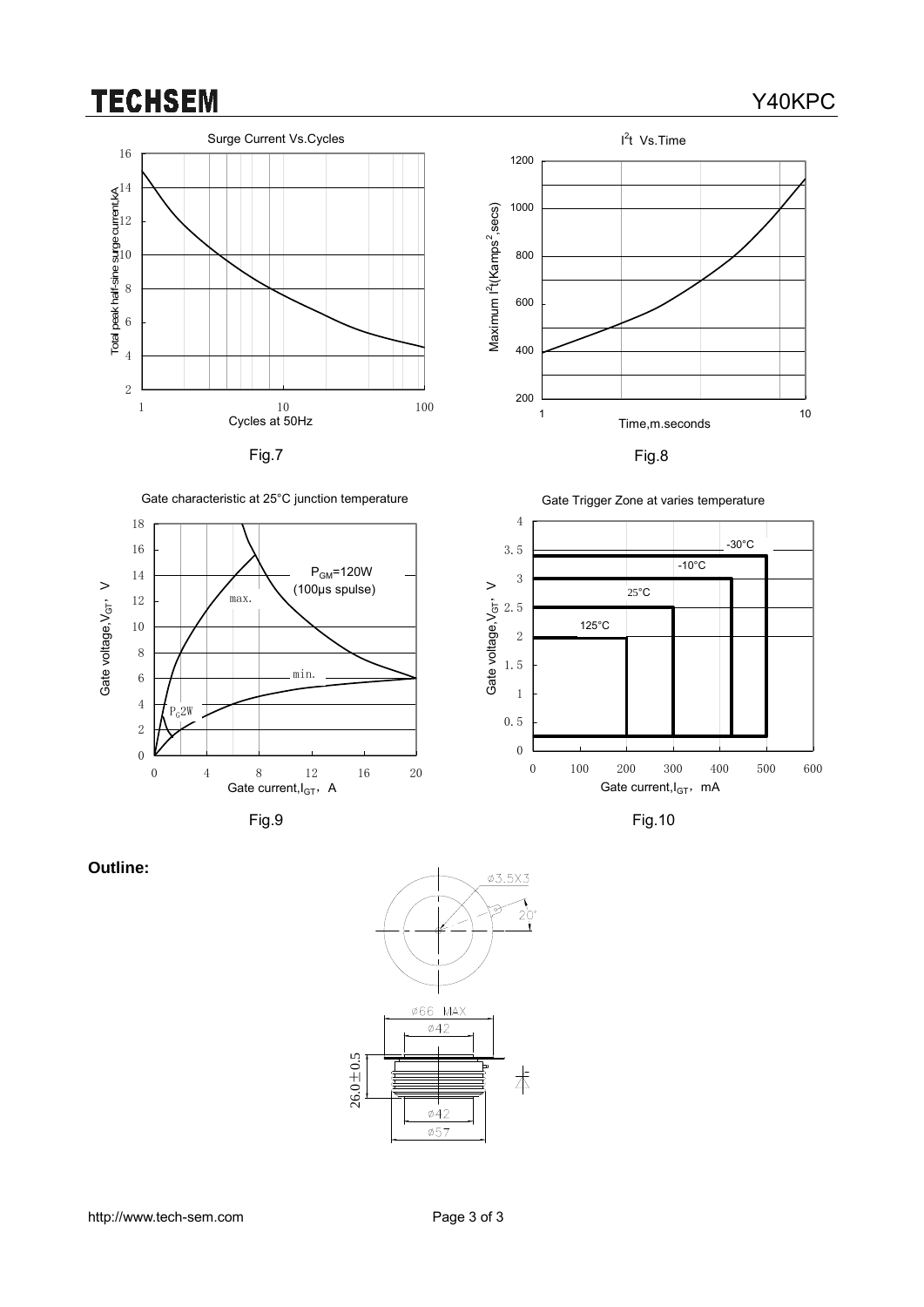Surge Current Vs.Cycles

Total peak half-sine surge current,kA

16
14
12
10
8
6
4
2

1
10
100

Cycles at 50Hz

Fig.7

$I^2t$ Vs.Time

Maximum $I^2t$(Kamps$^2$,secs)

1200
1000
800
600
400
200

1
10

Time,m.seconds

Fig.8

Gate characteristic at 25°C junction temperature

Gate voltage,$V_{GT}$, V

18
16
14
12
10
8
6
4
2
0

0
4
8
12
16
20

Gate current,$I_{GT}$, A

$P_{GM}$=120W
(100μs spulse)

max.

min.

$P_G$2W

Fig.9

Gate Trigger Zone at varies temperature

Gate voltage,$V_{GT}$, V

4
3.5
3
2.5
2
1.5
1
0.5
0

0
100
200
300
400
500
600

Gate current,$I_{GT}$, mA

-30°C
-10°C
25°C
125°C

Fig.10

**Outline:**

φ3.5X3

20°

φ66 MAX

φ42

26.0±0.5

φ42

φ57